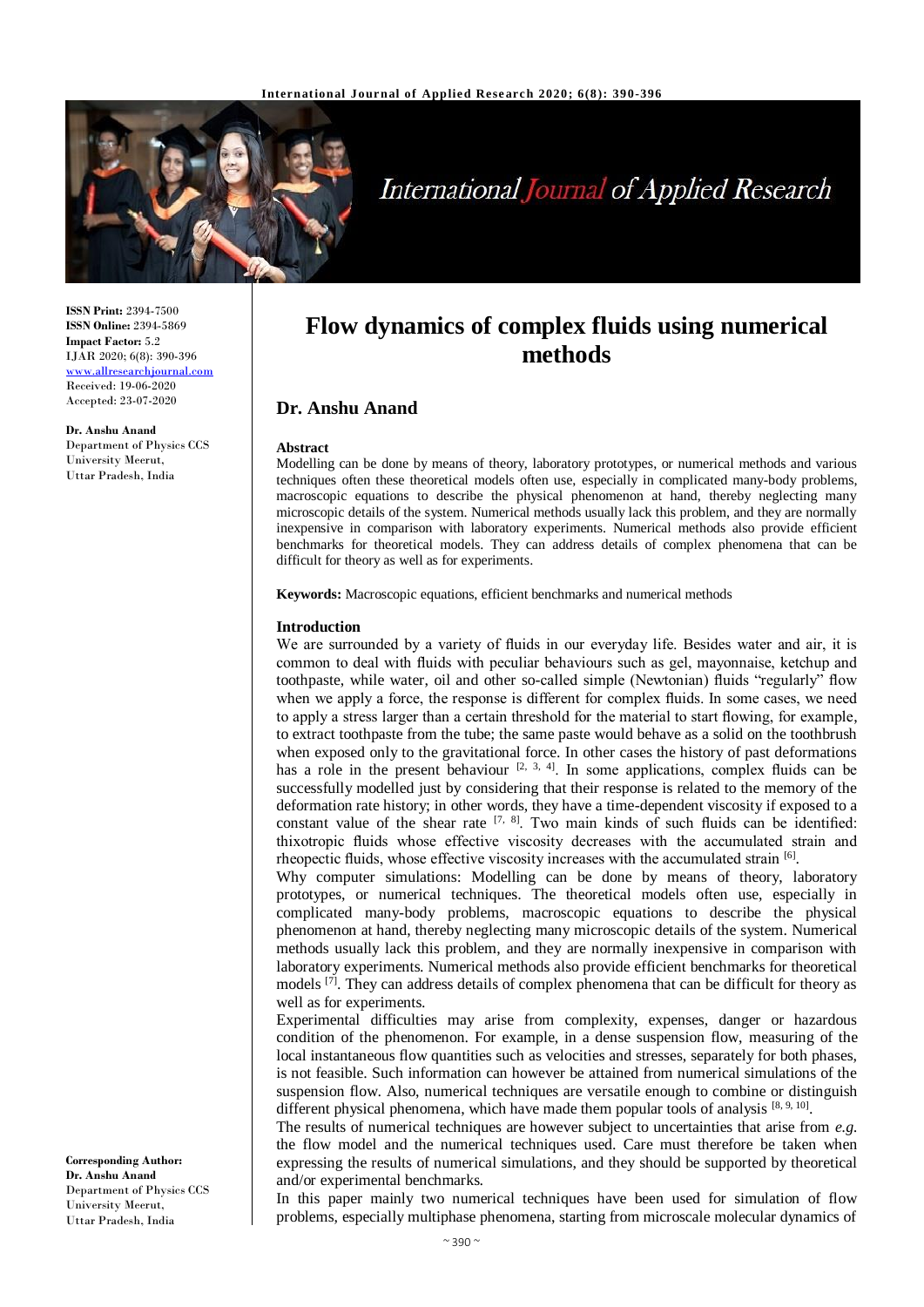**ISSN Print:** 2394-7500
**ISSN Online:** 2394-5869
**Impact Factor:** 5.2
IJAR 2020; 6(8): 390-396
www.allresearchjournal.com
Received: 19-06-2020
Accepted: 23-07-2020

**Dr. Anshu Anand**
Department of Physics CCS University Meerut, Uttar Pradesh, India

**Corresponding Author:**
**Dr. Anshu Anand**
Department of Physics CCS University Meerut, Uttar Pradesh, India

# Flow dynamics of complex fluids using numerical methods

## Dr. Anshu Anand

### Abstract

Modelling can be done by means of theory, laboratory prototypes, or numerical methods and various techniques often these theoretical models often use, especially in complicated many-body problems, macroscopic equations to describe the physical phenomenon at hand, thereby neglecting many microscopic details of the system. Numerical methods usually lack this problem, and they are normally inexpensive in comparison with laboratory experiments. Numerical methods also provide efficient benchmarks for theoretical models. They can address details of complex phenomena that can be difficult for theory as well as for experiments.

**Keywords:** Macroscopic equations, efficient benchmarks and numerical methods

### Introduction

We are surrounded by a variety of fluids in our everyday life. Besides water and air, it is common to deal with fluids with peculiar behaviours such as gel, mayonnaise, ketchup and toothpaste, while water, oil and other so-called simple (Newtonian) fluids "regularly" flow when we apply a force, the response is different for complex fluids. In some cases, we need to apply a stress larger than a certain threshold for the material to start flowing, for example, to extract toothpaste from the tube; the same paste would behave as a solid on the toothbrush when exposed only to the gravitational force. In other cases the history of past deformations has a role in the present behaviour [2, 3, 4]. In some applications, complex fluids can be successfully modelled just by considering that their response is related to the memory of the deformation rate history; in other words, they have a time-dependent viscosity if exposed to a constant value of the shear rate [7, 8]. Two main kinds of such fluids can be identified: thixotropic fluids whose effective viscosity decreases with the accumulated strain and rheopectic fluids, whose effective viscosity increases with the accumulated strain [6].

Why computer simulations: Modelling can be done by means of theory, laboratory prototypes, or numerical techniques. The theoretical models often use, especially in complicated many-body problems, macroscopic equations to describe the physical phenomenon at hand, thereby neglecting many microscopic details of the system. Numerical methods usually lack this problem, and they are normally inexpensive in comparison with laboratory experiments. Numerical methods also provide efficient benchmarks for theoretical models [7]. They can address details of complex phenomena that can be difficult for theory as well as for experiments.

Experimental difficulties may arise from complexity, expenses, danger or hazardous condition of the phenomenon. For example, in a dense suspension flow, measuring of the local instantaneous flow quantities such as velocities and stresses, separately for both phases, is not feasible. Such information can however be attained from numerical simulations of the suspension flow. Also, numerical techniques are versatile enough to combine or distinguish different physical phenomena, which have made them popular tools of analysis [8, 9, 10].

The results of numerical techniques are however subject to uncertainties that arise from *e.g.* the flow model and the numerical techniques used. Care must therefore be taken when expressing the results of numerical simulations, and they should be supported by theoretical and/or experimental benchmarks.

In this paper mainly two numerical techniques have been used for simulation of flow problems, especially multiphase phenomena, starting from microscale molecular dynamics of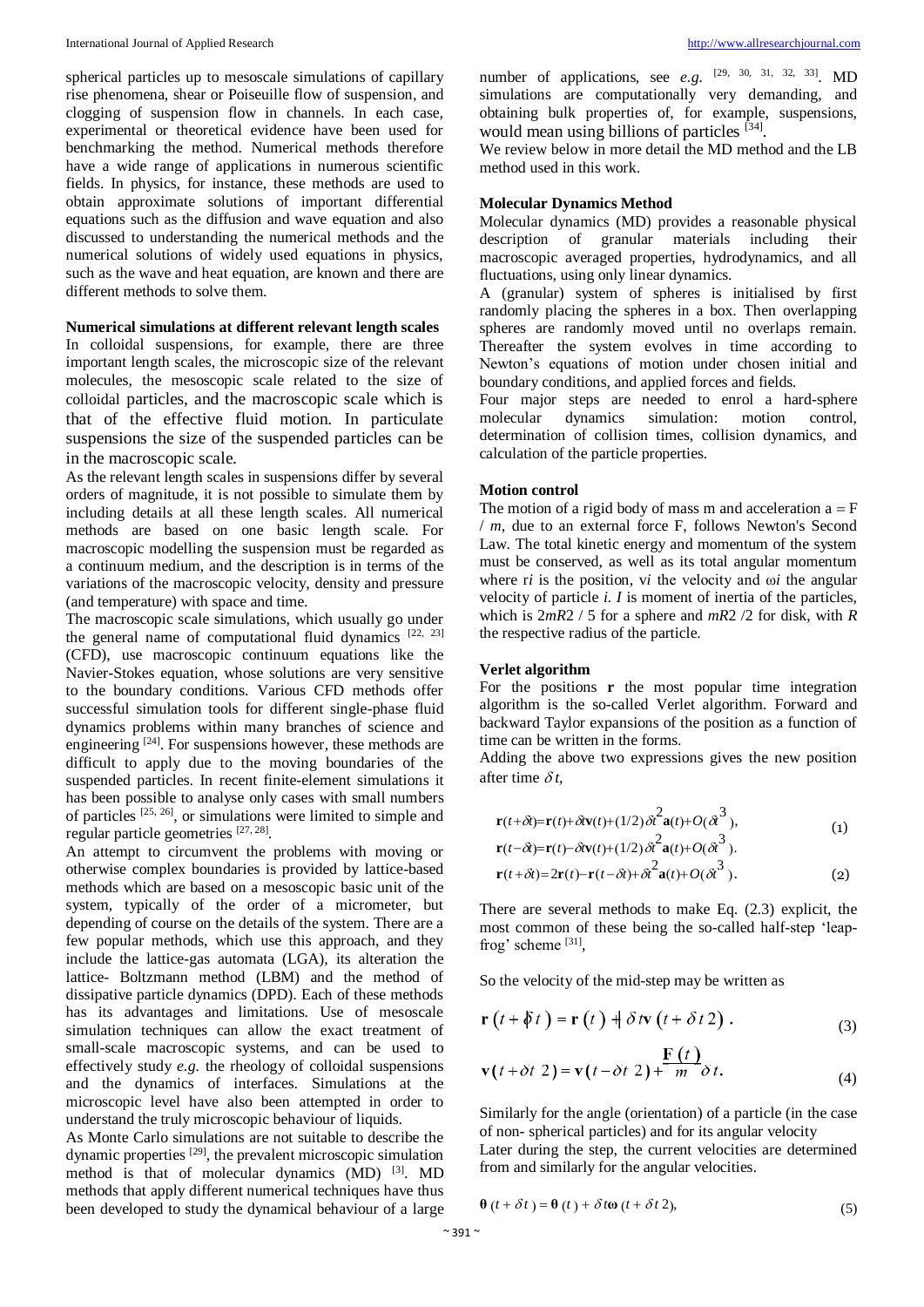spherical particles up to mesoscale simulations of capillary rise phenomena, shear or Poiseuille flow of suspension, and clogging of suspension flow in channels. In each case, experimental or theoretical evidence have been used for benchmarking the method. Numerical methods therefore have a wide range of applications in numerous scientific fields. In physics, for instance, these methods are used to obtain approximate solutions of important differential equations such as the diffusion and wave equation and also discussed to understanding the numerical methods and the numerical solutions of widely used equations in physics, such as the wave and heat equation, are known and there are different methods to solve them.

**Numerical simulations at different relevant length scales**

In colloidal suspensions, for example, there are three important length scales, the microscopic size of the relevant molecules, the mesoscopic scale related to the size of colloidal particles, and the macroscopic scale which is that of the effective fluid motion. In particulate suspensions the size of the suspended particles can be in the macroscopic scale.

As the relevant length scales in suspensions differ by several orders of magnitude, it is not possible to simulate them by including details at all these length scales. All numerical methods are based on one basic length scale. For macroscopic modelling the suspension must be regarded as a continuum medium, and the description is in terms of the variations of the macroscopic velocity, density and pressure (and temperature) with space and time.

The macroscopic scale simulations, which usually go under the general name of computational fluid dynamics [22, 23] (CFD), use macroscopic continuum equations like the Navier-Stokes equation, whose solutions are very sensitive to the boundary conditions. Various CFD methods offer successful simulation tools for different single-phase fluid dynamics problems within many branches of science and engineering [24]. For suspensions however, these methods are difficult to apply due to the moving boundaries of the suspended particles. In recent finite-element simulations it has been possible to analyse only cases with small numbers of particles [25, 26], or simulations were limited to simple and regular particle geometries [27, 28].

An attempt to circumvent the problems with moving or otherwise complex boundaries is provided by lattice-based methods which are based on a mesoscopic basic unit of the system, typically of the order of a micrometer, but depending of course on the details of the system. There are a few popular methods, which use this approach, and they include the lattice-gas automata (LGA), its alteration the lattice- Boltzmann method (LBM) and the method of dissipative particle dynamics (DPD). Each of these methods has its advantages and limitations. Use of mesoscale simulation techniques can allow the exact treatment of small-scale macroscopic systems, and can be used to effectively study *e.g.* the rheology of colloidal suspensions and the dynamics of interfaces. Simulations at the microscopic level have also been attempted in order to understand the truly microscopic behaviour of liquids.

As Monte Carlo simulations are not suitable to describe the dynamic properties [29], the prevalent microscopic simulation method is that of molecular dynamics (MD) [3]. MD methods that apply different numerical techniques have thus been developed to study the dynamical behaviour of a large number of applications, see *e.g.* [29, 30, 31, 32, 33]. MD simulations are computationally very demanding, and obtaining bulk properties of, for example, suspensions, would mean using billions of particles [34].

We review below in more detail the MD method and the LB method used in this work.

**Molecular Dynamics Method**

Molecular dynamics (MD) provides a reasonable physical description of granular materials including their macroscopic averaged properties, hydrodynamics, and all fluctuations, using only linear dynamics.

A (granular) system of spheres is initialised by first randomly placing the spheres in a box. Then overlapping spheres are randomly moved until no overlaps remain. Thereafter the system evolves in time according to Newton's equations of motion under chosen initial and boundary conditions, and applied forces and fields.

Four major steps are needed to enrol a hard-sphere molecular dynamics simulation: motion control, determination of collision times, collision dynamics, and calculation of the particle properties.

**Motion control**

The motion of a rigid body of mass m and acceleration $a = F / m$, due to an external force F, follows Newton's Second Law. The total kinetic energy and momentum of the system must be conserved, as well as its total angular momentum where $r_i$ is the position, $v_i$ the velocity and $\omega_i$ the angular velocity of particle *i*. *I* is moment of inertia of the particles, which is $2mR^2 / 5$ for a sphere and $mR^2 /2$ for disk, with *R* the respective radius of the particle.

**Verlet algorithm**

For the positions **r** the most popular time integration algorithm is the so-called Verlet algorithm. Forward and backward Taylor expansions of the position as a function of time can be written in the forms.

Adding the above two expressions gives the new position after time $\delta t$,

$$\mathbf{r}(t+\delta t)=\mathbf{r}(t)+\delta t\mathbf{v}(t)+(1/2)\delta t^2\mathbf{a}(t)+O(\delta t^3), \tag{1}$$

$$\mathbf{r}(t-\delta t)=\mathbf{r}(t)-\delta t\mathbf{v}(t)+(1/2)\delta t^2\mathbf{a}(t)+O(\delta t^3).$$

$$\mathbf{r}(t+\delta t)=2\mathbf{r}(t)-\mathbf{r}(t-\delta t)+\delta t^2\mathbf{a}(t)+O(\delta t^3). \tag{2}$$

There are several methods to make Eq. (2.3) explicit, the most common of these being the so-called half-step 'leap-frog' scheme [31],

So the velocity of the mid-step may be written as

$$\mathbf{r}\left(t+\delta t\right)=\mathbf{r}\left(t\right)+\delta t\mathbf{v}\left(t+\delta t\,2\right). \tag{3}$$

$$\mathbf{v}\left(t+\delta t\,2\right)=\mathbf{v}\left(t-\delta t\,2\right)+\frac{\mathbf{F}\left(t\right)}{m}\delta t. \tag{4}$$

Similarly for the angle (orientation) of a particle (in the case of non- spherical particles) and for its angular velocity

Later during the step, the current velocities are determined from and similarly for the angular velocities.

$$\boldsymbol{\theta}\left(t+\delta t\right)=\boldsymbol{\theta}\left(t\right)+\delta t\boldsymbol{\omega}\left(t+\delta t\,2\right), \tag{5}$$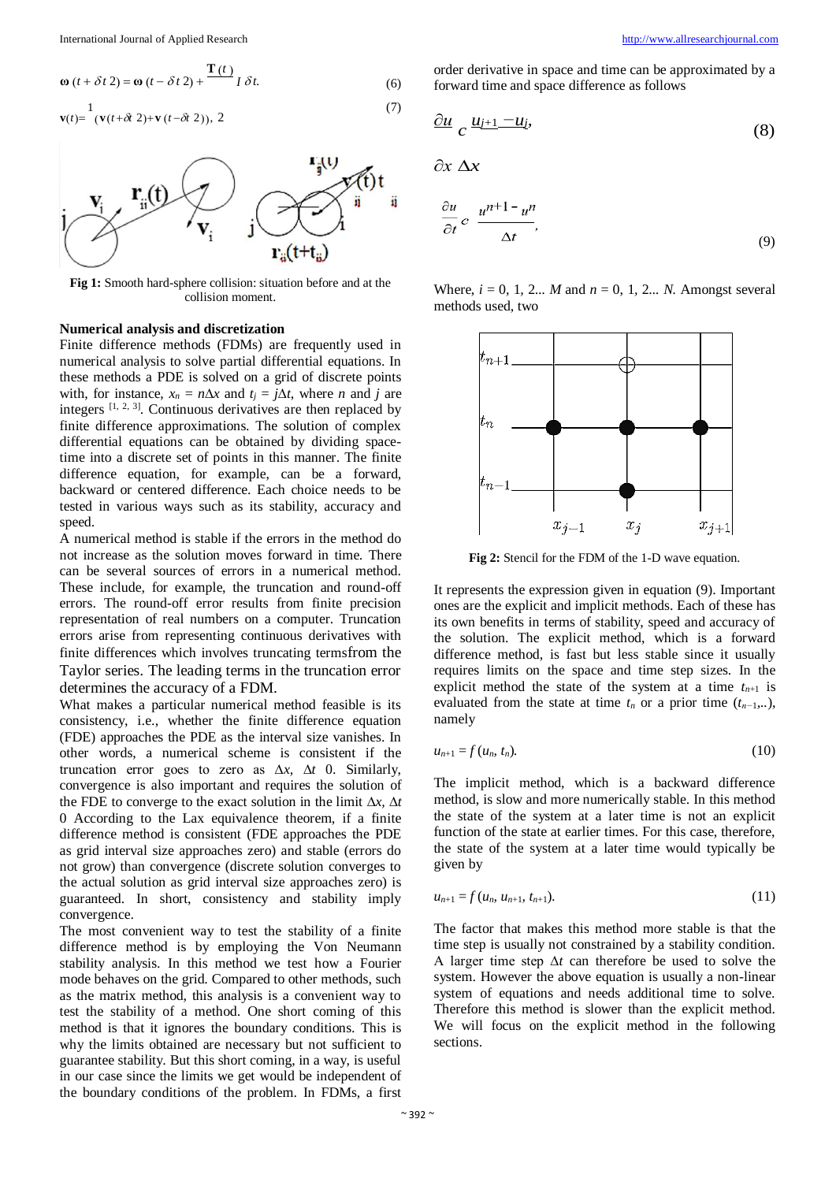$$\boldsymbol{\omega}(t + \delta t/2) = \boldsymbol{\omega}(t - \delta t/2) + \frac{\mathbf{T}(t)}{I}\delta t. \tag{6}$$

$$\mathbf{v}(t) = \frac{1}{2}\left(\mathbf{v}(t+\delta t/2) + \mathbf{v}(t-\delta t/2)\right), \tag{7}$$

**Fig 1:** Smooth hard-sphere collision: situation before and at the collision moment.

### Numerical analysis and discretization

Finite difference methods (FDMs) are frequently used in numerical analysis to solve partial differential equations. In these methods a PDE is solved on a grid of discrete points with, for instance, $x_n = n\Delta x$ and $t_j = j\Delta t$, where $n$ and $j$ are integers [1, 2, 3]. Continuous derivatives are then replaced by finite difference approximations. The solution of complex differential equations can be obtained by dividing space-time into a discrete set of points in this manner. The finite difference equation, for example, can be a forward, backward or centered difference. Each choice needs to be tested in various ways such as its stability, accuracy and speed.

A numerical method is stable if the errors in the method do not increase as the solution moves forward in time. There can be several sources of errors in a numerical method. These include, for example, the truncation and round-off errors. The round-off error results from finite precision representation of real numbers on a computer. Truncation errors arise from representing continuous derivatives with finite differences which involves truncating termsfrom the Taylor series. The leading terms in the truncation error determines the accuracy of a FDM.

What makes a particular numerical method feasible is its consistency, i.e., whether the finite difference equation (FDE) approaches the PDE as the interval size vanishes. In other words, a numerical scheme is consistent if the truncation error goes to zero as $\Delta x$, $\Delta t$ 0. Similarly, convergence is also important and requires the solution of the FDE to converge to the exact solution in the limit $\Delta x$, $\Delta t$ 0 According to the Lax equivalence theorem, if a finite difference method is consistent (FDE approaches the PDE as grid interval size approaches zero) and stable (errors do not grow) than convergence (discrete solution converges to the actual solution as grid interval size approaches zero) is guaranteed. In short, consistency and stability imply convergence.

The most convenient way to test the stability of a finite difference method is by employing the Von Neumann stability analysis. In this method we test how a Fourier mode behaves on the grid. Compared to other methods, such as the matrix method, this analysis is a convenient way to test the stability of a method. One short coming of this method is that it ignores the boundary conditions. This is why the limits obtained are necessary but not sufficient to guarantee stability. But this short coming, in a way, is useful in our case since the limits we get would be independent of the boundary conditions of the problem. In FDMs, a first order derivative in space and time can be approximated by a forward time and space difference as follows

$$\frac{\partial u}{\partial x} \approx \frac{u_{j+1} - u_j}{\Delta x}, \tag{8}$$

$$\frac{\partial u}{\partial t} \approx \frac{u^{n+1} - u^n}{\Delta t}, \tag{9}$$

Where, $i = 0, 1, 2... M$ and $n = 0, 1, 2... N$. Amongst several methods used, two

**Fig 2:** Stencil for the FDM of the 1-D wave equation.

It represents the expression given in equation (9). Important ones are the explicit and implicit methods. Each of these has its own benefits in terms of stability, speed and accuracy of the solution. The explicit method, which is a forward difference method, is fast but less stable since it usually requires limits on the space and time step sizes. In the explicit method the state of the system at a time $t_{n+1}$ is evaluated from the state at time $t_n$ or a prior time ($t_{n-1}$,..), namely

$$u_{n+1} = f(u_n, t_n). \tag{10}$$

The implicit method, which is a backward difference method, is slow and more numerically stable. In this method the state of the system at a later time is not an explicit function of the state at earlier times. For this case, therefore, the state of the system at a later time would typically be given by

$$u_{n+1} = f(u_n, u_{n+1}, t_{n+1}). \tag{11}$$

The factor that makes this method more stable is that the time step is usually not constrained by a stability condition. A larger time step $\Delta t$ can therefore be used to solve the system. However the above equation is usually a non-linear system of equations and needs additional time to solve. Therefore this method is slower than the explicit method. We will focus on the explicit method in the following sections.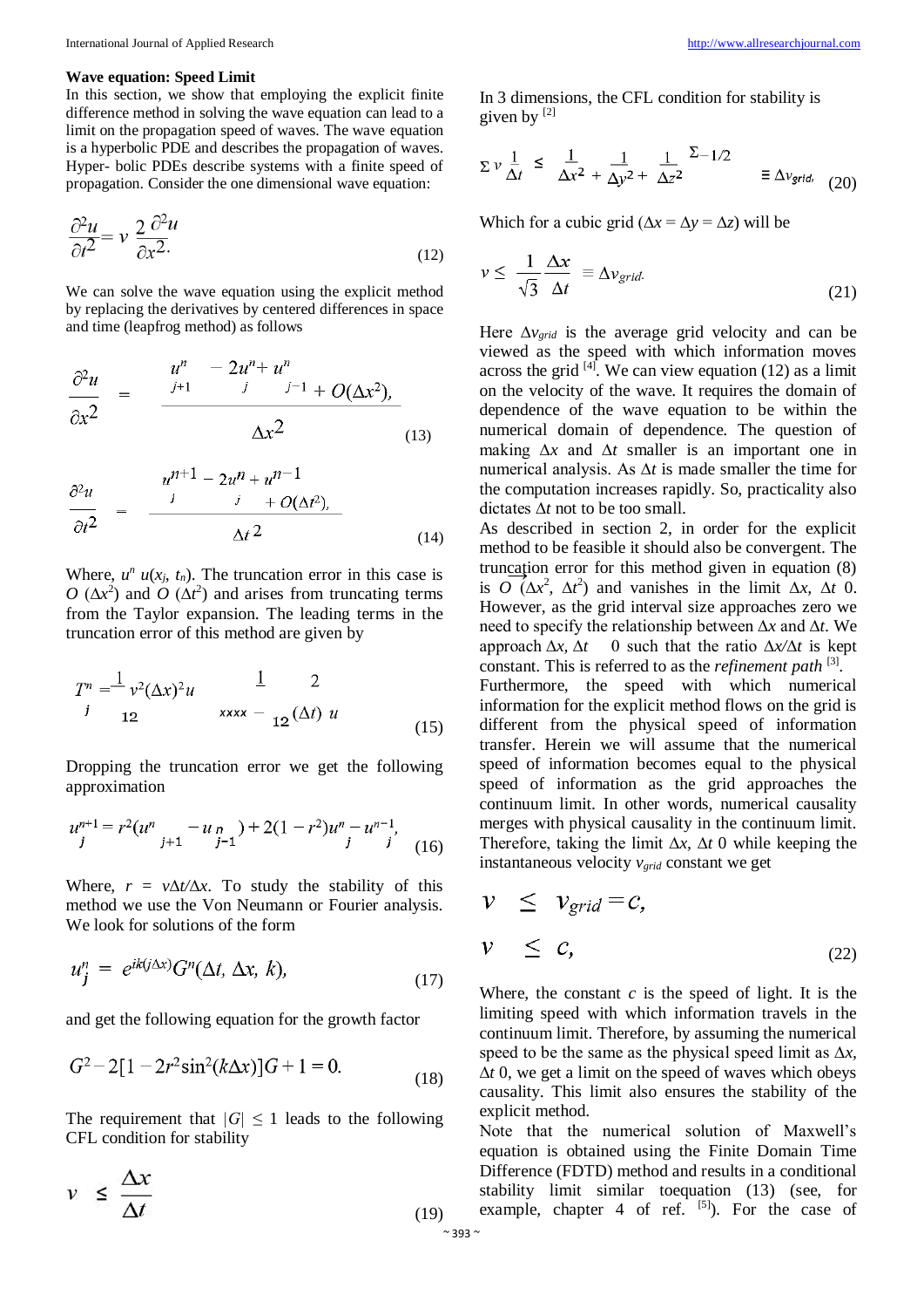### Wave equation: Speed Limit

In this section, we show that employing the explicit finite difference method in solving the wave equation can lead to a limit on the propagation speed of waves. The wave equation is a hyperbolic PDE and describes the propagation of waves. Hyper- bolic PDEs describe systems with a finite speed of propagation. Consider the one dimensional wave equation:

$$\frac{\partial^2 u}{\partial t^2} = v^2 \frac{\partial^2 u}{\partial x^2}. \tag{12}$$

We can solve the wave equation using the explicit method by replacing the derivatives by centered differences in space and time (leapfrog method) as follows

$$\frac{\partial^2 u}{\partial x^2} = \frac{u^n_{j+1} - 2u^n_j + u^n_{j-1}}{\Delta x^2} + O(\Delta x^2), \tag{13}$$

$$\frac{\partial^2 u}{\partial t^2} = \frac{u^{n+1}_j - 2u^n_j + u^{n-1}_j}{\Delta t^2} + O(\Delta t^2), \tag{14}$$

Where, $u^n_j = u(x_j, t_n)$. The truncation error in this case is $O(\Delta x^2)$ and $O(\Delta t^2)$ and arises from truncating terms from the Taylor expansion. The leading terms in the truncation error of this method are given by

$$T^n_j = \frac{1}{12} v^2 (\Delta x)^2 u_{xxxx} - \frac{1}{12} (\Delta t)^2 u \tag{15}$$

Dropping the truncation error we get the following approximation

$$u^{n+1}_j = r^2 (u^n_{j+1} - u^n_{j-1}) + 2(1 - r^2) u^n_j - u^{n-1}_j, \tag{16}$$

Where, $r = v\Delta t/\Delta x$. To study the stability of this method we use the Von Neumann or Fourier analysis. We look for solutions of the form

$$u^n_j = e^{ik(j\Delta x)} G^n(\Delta t, \Delta x, k), \tag{17}$$

and get the following equation for the growth factor

$$G^2 - 2[1 - 2r^2 \sin^2(k\Delta x)]G + 1 = 0. \tag{18}$$

The requirement that $|G| \leq 1$ leads to the following CFL condition for stability

$$v \leq \frac{\Delta x}{\Delta t} \tag{19}$$

In 3 dimensions, the CFL condition for stability is given by [2]

$$v \frac{1}{\Delta t} \leq \left( \frac{1}{\Delta x^2} + \frac{1}{\Delta y^2} + \frac{1}{\Delta z^2} \right)^{-1/2} \equiv \Delta v_{grid}, \tag{20}$$

Which for a cubic grid ($\Delta x = \Delta y = \Delta z$) will be

$$v \leq \frac{1}{\sqrt{3}} \frac{\Delta x}{\Delta t} \equiv \Delta v_{grid}. \tag{21}$$

Here $\Delta v_{grid}$ is the average grid velocity and can be viewed as the speed with which information moves across the grid [4]. We can view equation (12) as a limit on the velocity of the wave. It requires the domain of dependence of the wave equation to be within the numerical domain of dependence. The question of making $\Delta x$ and $\Delta t$ smaller is an important one in numerical analysis. As $\Delta t$ is made smaller the time for the computation increases rapidly. So, practicality also dictates $\Delta t$ not to be too small.

As described in section 2, in order for the explicit method to be feasible it should also be convergent. The truncation error for this method given in equation (8) is $O(\Delta x^2, \Delta t^2)$ and vanishes in the limit $\Delta x, \Delta t \to 0$. However, as the grid interval size approaches zero we need to specify the relationship between $\Delta x$ and $\Delta t$. We approach $\Delta x, \Delta t \to 0$ such that the ratio $\Delta x/\Delta t$ is kept constant. This is referred to as the *refinement path* [3]. Furthermore, the speed with which numerical information for the explicit method flows on the grid is different from the physical speed of information transfer. Herein we will assume that the numerical speed of information becomes equal to the physical speed of information as the grid approaches the continuum limit. In other words, numerical causality merges with physical causality in the continuum limit. Therefore, taking the limit $\Delta x, \Delta t \to 0$ while keeping the instantaneous velocity $v_{grid}$ constant we get

$$\begin{aligned} v &\leq v_{grid} = c, \\ v &\leq c, \end{aligned} \tag{22}$$

Where, the constant $c$ is the speed of light. It is the limiting speed with which information travels in the continuum limit. Therefore, by assuming the numerical speed to be the same as the physical speed limit as $\Delta x, \Delta t \to 0$, we get a limit on the speed of waves which obeys causality. This limit also ensures the stability of the explicit method.

Note that the numerical solution of Maxwell's equation is obtained using the Finite Domain Time Difference (FDTD) method and results in a conditional stability limit similar toequation (13) (see, for example, chapter 4 of ref. [5]). For the case of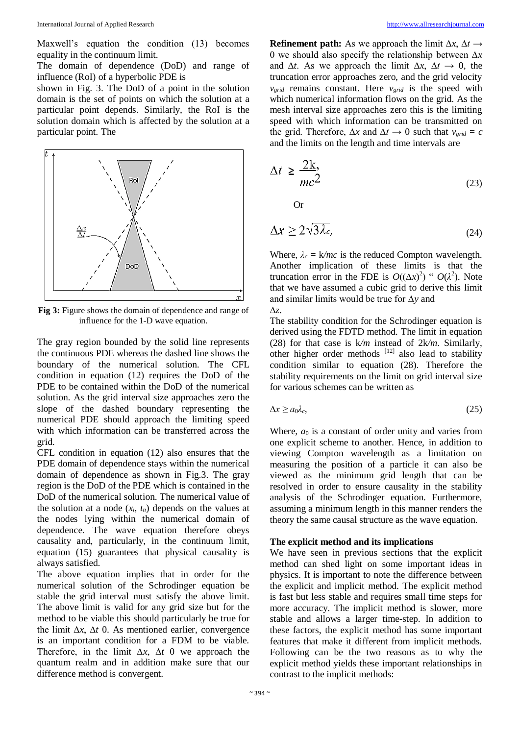Maxwell's equation the condition (13) becomes equality in the continuum limit.

The domain of dependence (DoD) and range of influence (RoI) of a hyperbolic PDE is shown in Fig. 3. The DoD of a point in the solution domain is the set of points on which the solution at a particular point depends. Similarly, the RoI is the solution domain which is affected by the solution at a particular point. The

**Fig 3:** Figure shows the domain of dependence and range of influence for the 1-D wave equation.

The gray region bounded by the solid line represents the continuous PDE whereas the dashed line shows the boundary of the numerical solution. The CFL condition in equation (12) requires the DoD of the PDE to be contained within the DoD of the numerical solution. As the grid interval size approaches zero the slope of the dashed boundary representing the numerical PDE should approach the limiting speed with which information can be transferred across the grid.

CFL condition in equation (12) also ensures that the PDE domain of dependence stays within the numerical domain of dependence as shown in Fig.3. The gray region is the DoD of the PDE which is contained in the DoD of the numerical solution. The numerical value of the solution at a node ($x_i$, $t_n$) depends on the values at the nodes lying within the numerical domain of dependence. The wave equation therefore obeys causality and, particularly, in the continuum limit, equation (15) guarantees that physical causality is always satisfied.

The above equation implies that in order for the numerical solution of the Schrodinger equation be stable the grid interval must satisfy the above limit. The above limit is valid for any grid size but for the method to be viable this should particularly be true for the limit $\Delta x$, $\Delta t$ 0. As mentioned earlier, convergence is an important condition for a FDM to be viable. Therefore, in the limit $\Delta x$, $\Delta t$ 0 we approach the quantum realm and in addition make sure that our difference method is convergent.

**Refinement path:** As we approach the limit $\Delta x$, $\Delta t \rightarrow 0$ we should also specify the relationship between $\Delta x$ and $\Delta t$. As we approach the limit $\Delta x$, $\Delta t \rightarrow 0$, the truncation error approaches zero, and the grid velocity $v_{grid}$ remains constant. Here $v_{grid}$ is the speed with which numerical information flows on the grid. As the mesh interval size approaches zero this is the limiting speed with which information can be transmitted on the grid. Therefore, $\Delta x$ and $\Delta t \rightarrow 0$ such that $v_{grid} = c$ and the limits on the length and time intervals are

$$\Delta t \geq \frac{2\hbar}{mc^2} \tag{23}$$

Or

$$\Delta x \geq 2\sqrt{3}\lambda_c, \tag{24}$$

Where, $\lambda_c = \hbar/mc$ is the reduced Compton wavelength. Another implication of these limits is that the truncation error in the FDE is $O((\Delta x)^2)$ " $O(\lambda^2)$. Note that we have assumed a cubic grid to derive this limit and similar limits would be true for $\Delta y$ and $\Delta z$.

The stability condition for the Schrodinger equation is derived using the FDTD method. The limit in equation (28) for that case is $\hbar/m$ instead of $2\hbar/m$. Similarly, other higher order methods [12] also lead to stability condition similar to equation (28). Therefore the stability requirements on the limit on grid interval size for various schemes can be written as

$$\Delta x \geq a_0\lambda_c, \tag{25}$$

Where, $a_0$ is a constant of order unity and varies from one explicit scheme to another. Hence, in addition to viewing Compton wavelength as a limitation on measuring the position of a particle it can also be viewed as the minimum grid length that can be resolved in order to ensure causality in the stability analysis of the Schrodinger equation. Furthermore, assuming a minimum length in this manner renders the theory the same causal structure as the wave equation.

## The explicit method and its implications

We have seen in previous sections that the explicit method can shed light on some important ideas in physics. It is important to note the difference between the explicit and implicit method. The explicit method is fast but less stable and requires small time steps for more accuracy. The implicit method is slower, more stable and allows a larger time-step. In addition to these factors, the explicit method has some important features that make it different from implicit methods. Following can be the two reasons as to why the explicit method yields these important relationships in contrast to the implicit methods: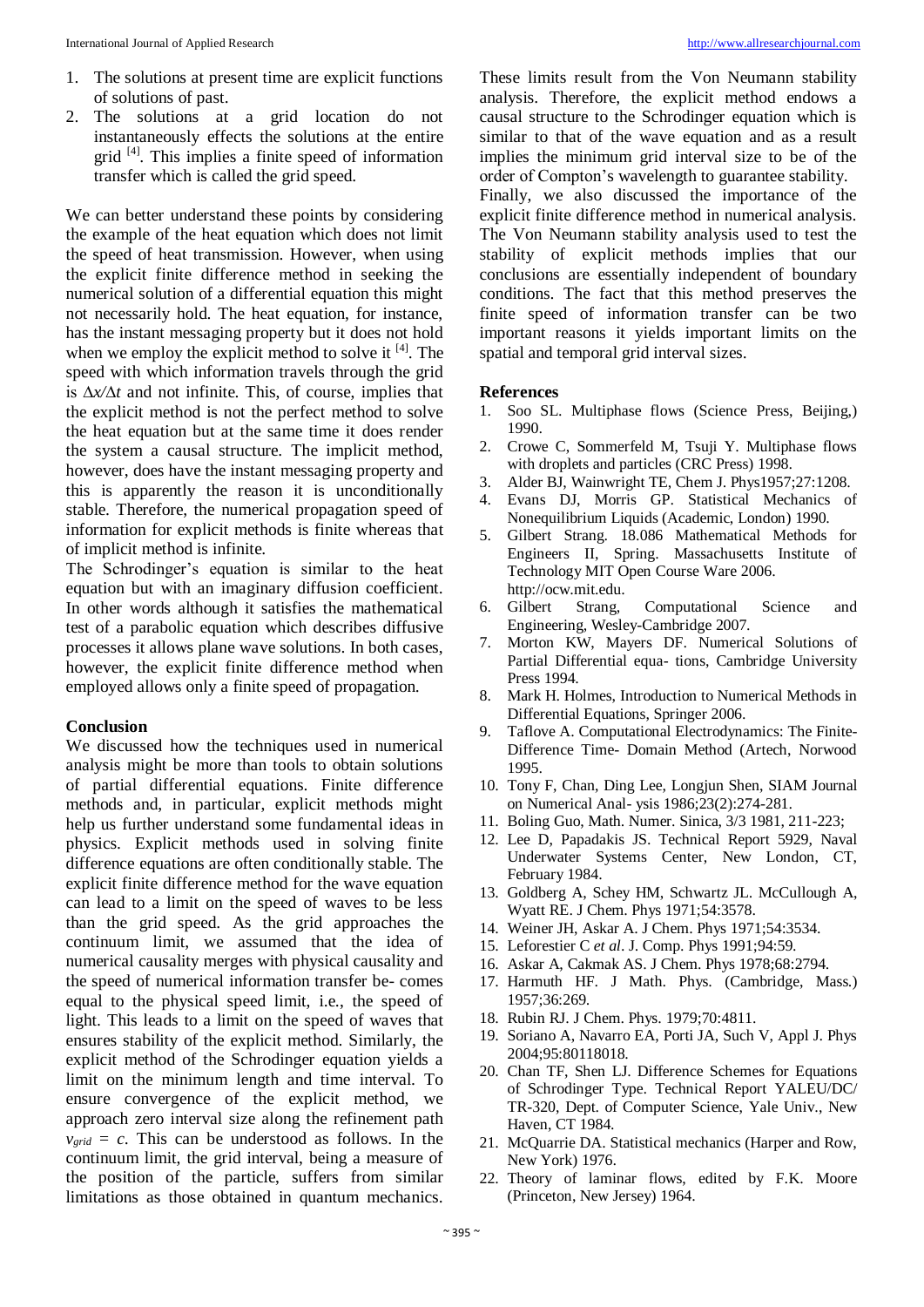1. The solutions at present time are explicit functions of solutions of past.
2. The solutions at a grid location do not instantaneously effects the solutions at the entire grid [4]. This implies a finite speed of information transfer which is called the grid speed.

We can better understand these points by considering the example of the heat equation which does not limit the speed of heat transmission. However, when using the explicit finite difference method in seeking the numerical solution of a differential equation this might not necessarily hold. The heat equation, for instance, has the instant messaging property but it does not hold when we employ the explicit method to solve it [4]. The speed with which information travels through the grid is $\Delta x/\Delta t$ and not infinite. This, of course, implies that the explicit method is not the perfect method to solve the heat equation but at the same time it does render the system a causal structure. The implicit method, however, does have the instant messaging property and this is apparently the reason it is unconditionally stable. Therefore, the numerical propagation speed of information for explicit methods is finite whereas that of implicit method is infinite.

The Schrodinger's equation is similar to the heat equation but with an imaginary diffusion coefficient. In other words although it satisfies the mathematical test of a parabolic equation which describes diffusive processes it allows plane wave solutions. In both cases, however, the explicit finite difference method when employed allows only a finite speed of propagation.

## Conclusion

We discussed how the techniques used in numerical analysis might be more than tools to obtain solutions of partial differential equations. Finite difference methods and, in particular, explicit methods might help us further understand some fundamental ideas in physics. Explicit methods used in solving finite difference equations are often conditionally stable. The explicit finite difference method for the wave equation can lead to a limit on the speed of waves to be less than the grid speed. As the grid approaches the continuum limit, we assumed that the idea of numerical causality merges with physical causality and the speed of numerical information transfer be- comes equal to the physical speed limit, i.e., the speed of light. This leads to a limit on the speed of waves that ensures stability of the explicit method. Similarly, the explicit method of the Schrodinger equation yields a limit on the minimum length and time interval. To ensure convergence of the explicit method, we approach zero interval size along the refinement path $v_{grid} = c$. This can be understood as follows. In the continuum limit, the grid interval, being a measure of the position of the particle, suffers from similar limitations as those obtained in quantum mechanics. These limits result from the Von Neumann stability analysis. Therefore, the explicit method endows a causal structure to the Schrodinger equation which is similar to that of the wave equation and as a result implies the minimum grid interval size to be of the order of Compton's wavelength to guarantee stability.

Finally, we also discussed the importance of the explicit finite difference method in numerical analysis. The Von Neumann stability analysis used to test the stability of explicit methods implies that our conclusions are essentially independent of boundary conditions. The fact that this method preserves the finite speed of information transfer can be two important reasons it yields important limits on the spatial and temporal grid interval sizes.

## References

1. Soo SL. Multiphase flows (Science Press, Beijing,) 1990.
2. Crowe C, Sommerfeld M, Tsuji Y. Multiphase flows with droplets and particles (CRC Press) 1998.
3. Alder BJ, Wainwright TE, Chem J. Phys1957;27:1208.
4. Evans DJ, Morris GP. Statistical Mechanics of Nonequilibrium Liquids (Academic, London) 1990.
5. Gilbert Strang. 18.086 Mathematical Methods for Engineers II, Spring. Massachusetts Institute of Technology MIT Open Course Ware 2006. http://ocw.mit.edu.
6. Gilbert Strang, Computational Science and Engineering, Wesley-Cambridge 2007.
7. Morton KW, Mayers DF. Numerical Solutions of Partial Differential equa- tions, Cambridge University Press 1994.
8. Mark H. Holmes, Introduction to Numerical Methods in Differential Equations, Springer 2006.
9. Taflove A. Computational Electrodynamics: The Finite-Difference Time- Domain Method (Artech, Norwood 1995.
10. Tony F, Chan, Ding Lee, Longjun Shen, SIAM Journal on Numerical Anal- ysis 1986;23(2):274-281.
11. Boling Guo, Math. Numer. Sinica, 3/3 1981, 211-223;
12. Lee D, Papadakis JS. Technical Report 5929, Naval Underwater Systems Center, New London, CT, February 1984.
13. Goldberg A, Schey HM, Schwartz JL. McCullough A, Wyatt RE. J Chem. Phys 1971;54:3578.
14. Weiner JH, Askar A. J Chem. Phys 1971;54:3534.
15. Leforestier C *et al*. J. Comp. Phys 1991;94:59.
16. Askar A, Cakmak AS. J Chem. Phys 1978;68:2794.
17. Harmuth HF. J Math. Phys. (Cambridge, Mass.) 1957;36:269.
18. Rubin RJ. J Chem. Phys. 1979;70:4811.
19. Soriano A, Navarro EA, Porti JA, Such V, Appl J. Phys 2004;95:80118018.
20. Chan TF, Shen LJ. Difference Schemes for Equations of Schrodinger Type. Technical Report YALEU/DC/ TR-320, Dept. of Computer Science, Yale Univ., New Haven, CT 1984.
21. McQuarrie DA. Statistical mechanics (Harper and Row, New York) 1976.
22. Theory of laminar flows, edited by F.K. Moore (Princeton, New Jersey) 1964.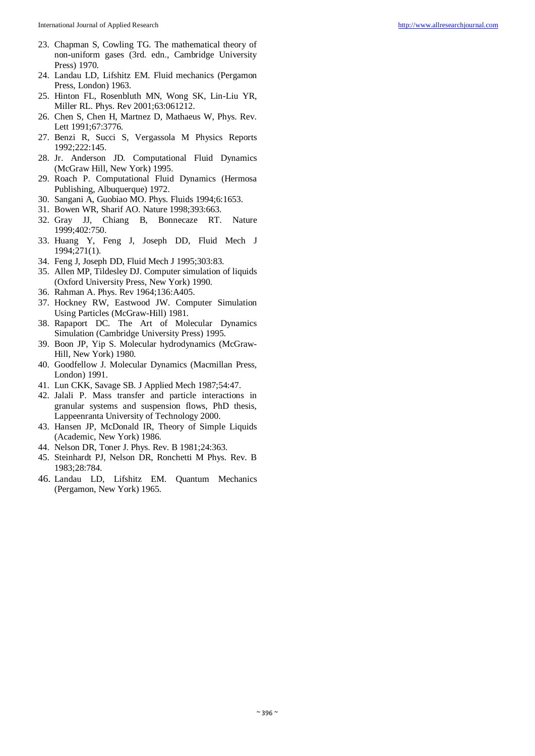23. Chapman S, Cowling TG. The mathematical theory of non-uniform gases (3rd. edn., Cambridge University Press) 1970.
24. Landau LD, Lifshitz EM. Fluid mechanics (Pergamon Press, London) 1963.
25. Hinton FL, Rosenbluth MN, Wong SK, Lin-Liu YR, Miller RL. Phys. Rev 2001;63:061212.
26. Chen S, Chen H, Martnez D, Mathaeus W, Phys. Rev. Lett 1991;67:3776.
27. Benzi R, Succi S, Vergassola M Physics Reports 1992;222:145.
28. Jr. Anderson JD. Computational Fluid Dynamics (McGraw Hill, New York) 1995.
29. Roach P. Computational Fluid Dynamics (Hermosa Publishing, Albuquerque) 1972.
30. Sangani A, Guobiao MO. Phys. Fluids 1994;6:1653.
31. Bowen WR, Sharif AO. Nature 1998;393:663.
32. Gray JJ, Chiang B, Bonnecaze RT. Nature 1999;402:750.
33. Huang Y, Feng J, Joseph DD, Fluid Mech J 1994;271(1).
34. Feng J, Joseph DD, Fluid Mech J 1995;303:83.
35. Allen MP, Tildesley DJ. Computer simulation of liquids (Oxford University Press, New York) 1990.
36. Rahman A. Phys. Rev 1964;136:A405.
37. Hockney RW, Eastwood JW. Computer Simulation Using Particles (McGraw-Hill) 1981.
38. Rapaport DC. The Art of Molecular Dynamics Simulation (Cambridge University Press) 1995.
39. Boon JP, Yip S. Molecular hydrodynamics (McGraw-Hill, New York) 1980.
40. Goodfellow J. Molecular Dynamics (Macmillan Press, London) 1991.
41. Lun CKK, Savage SB. J Applied Mech 1987;54:47.
42. Jalali P. Mass transfer and particle interactions in granular systems and suspension flows, PhD thesis, Lappeenranta University of Technology 2000.
43. Hansen JP, McDonald IR, Theory of Simple Liquids (Academic, New York) 1986.
44. Nelson DR, Toner J. Phys. Rev. B 1981;24:363.
45. Steinhardt PJ, Nelson DR, Ronchetti M Phys. Rev. B 1983;28:784.
46. Landau LD, Lifshitz EM. Quantum Mechanics (Pergamon, New York) 1965.